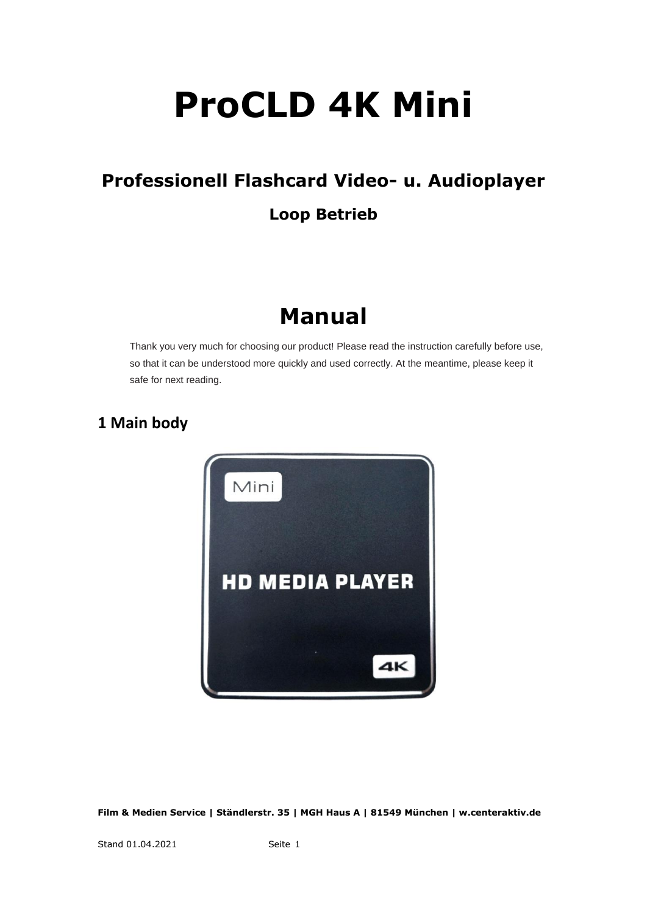# ProCLD 4K Mini

## Professionell Flashcard Video- u. Audioplayer

### Loop Betrieb

## Manual

Thank you very much for choosing our product! Please read the instruction carefully before use, so that it can be understood more quickly and used correctly. At the meantime, please keep it safe for next reading.

## 1 Main body

**Film & Medien Service | Ständlerstr. 35 | MGH Haus A | 81549 München | w.centeraktiv.de**

Stand 01.04.2021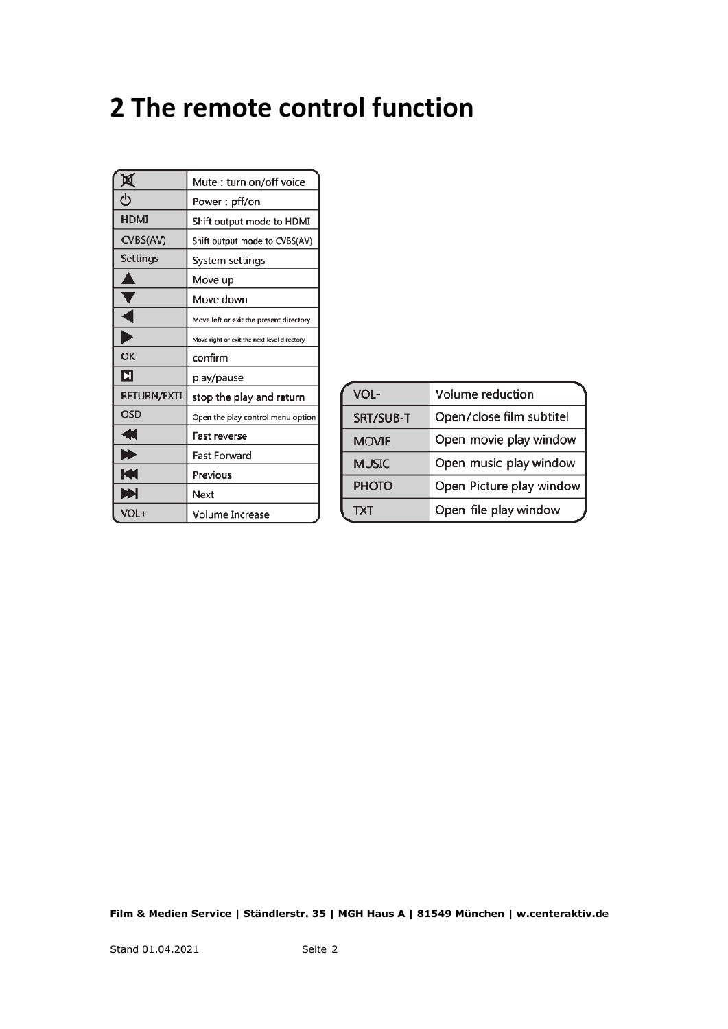# 2 The remote control function

| Button | Function |
| --- | --- |
| 🔇 | Mute : turn on/off voice |
| ⏻ | Power : pff/on |
| HDMI | Shift output mode to HDMI |
| CVBS(AV) | Shift output mode to CVBS(AV) |
| Settings | System settings |
| ▲ | Move up |
| ▼ | Move down |
| ◀ | Move left or exit the present directory |
| ▶ | Move right or exit the next level directory |
| OK | confirm |
| ⏯ | play/pause |
| RETURN/EXTI | stop the play and return |
| OSD | Open the play control menu option |
| ⏪ | Fast reverse |
| ⏩ | Fast Forward |
| ⏮ | Previous |
| ⏭ | Next |
| VOL+ | Volume Increase |

| Button | Function |
| --- | --- |
| VOL- | Volume reduction |
| SRT/SUB-T | Open/close film subtitel |
| MOVIE | Open movie play window |
| MUSIC | Open music play window |
| PHOTO | Open Picture play window |
| TXT | Open file play window |

**Film & Medien Service | Ständlerstr. 35 | MGH Haus A | 81549 München | w.centeraktiv.de**

Stand 01.04.2021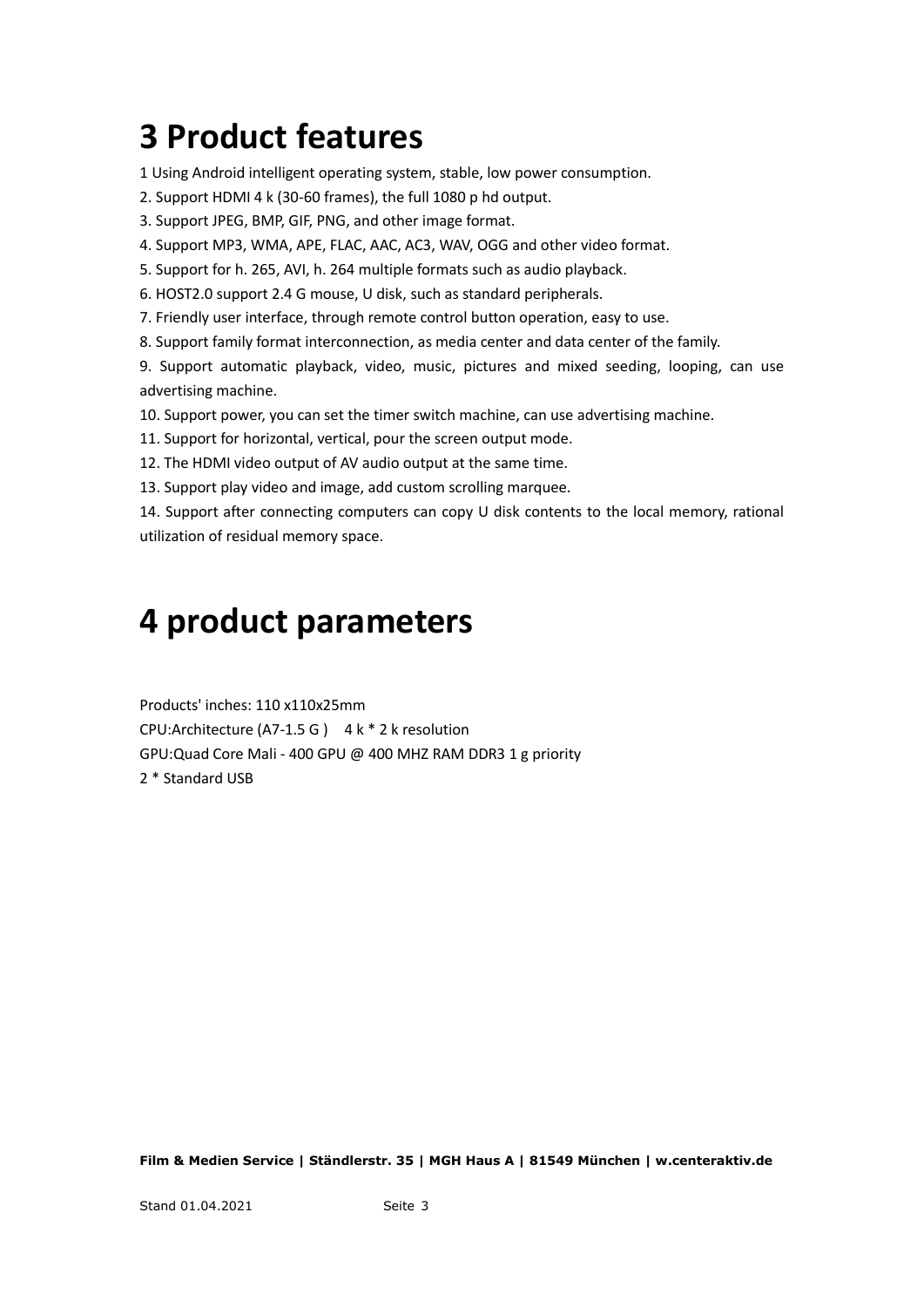# 3 Product features

1 Using Android intelligent operating system, stable, low power consumption.

2. Support HDMI 4 k (30-60 frames), the full 1080 p hd output.

3. Support JPEG, BMP, GIF, PNG, and other image format.

4. Support MP3, WMA, APE, FLAC, AAC, AC3, WAV, OGG and other video format.

5. Support for h. 265, AVI, h. 264 multiple formats such as audio playback.

6. HOST2.0 support 2.4 G mouse, U disk, such as standard peripherals.

7. Friendly user interface, through remote control button operation, easy to use.

8. Support family format interconnection, as media center and data center of the family.

9. Support automatic playback, video, music, pictures and mixed seeding, looping, can use advertising machine.

10. Support power, you can set the timer switch machine, can use advertising machine.

11. Support for horizontal, vertical, pour the screen output mode.

12. The HDMI video output of AV audio output at the same time.

13. Support play video and image, add custom scrolling marquee.

14. Support after connecting computers can copy U disk contents to the local memory, rational utilization of residual memory space.

# 4 product parameters

Products' inches: 110 x110x25mm

CPU:Architecture (A7-1.5 G )    4 k * 2 k resolution

GPU:Quad Core Mali - 400 GPU @ 400 MHZ RAM DDR3 1 g priority

2 * Standard USB

**Film & Medien Service | Ständlerstr. 35 | MGH Haus A | 81549 München | w.centeraktiv.de**

Stand 01.04.2021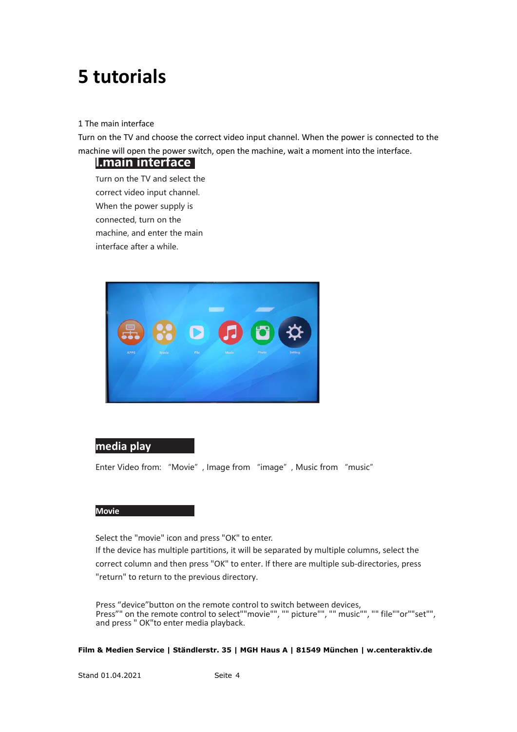# 5 tutorials

1 The main interface

Turn on the TV and choose the correct video input channel. When the power is connected to the machine will open the power switch, open the machine, wait a moment into the interface.

## l.main interface

Turn on the TV and select the correct video input channel. When the power supply is connected, turn on the machine, and enter the main interface after a while.

## media play

Enter Video from: "Movie", Image from "image", Music from "music"

### Movie

Select the "movie" icon and press "OK" to enter.
If the device has multiple partitions, it will be separated by multiple columns, select the correct column and then press "OK" to enter. If there are multiple sub-directories, press "return" to return to the previous directory.

Press "device"button on the remote control to switch between devices,
Press"" on the remote control to select""movie"", "" picture"", "" music"", "" file""or""set"", and press " OK"to enter media playback.

**Film & Medien Service | Ständlerstr. 35 | MGH Haus A | 81549 München | w.centeraktiv.de**

Stand 01.04.2021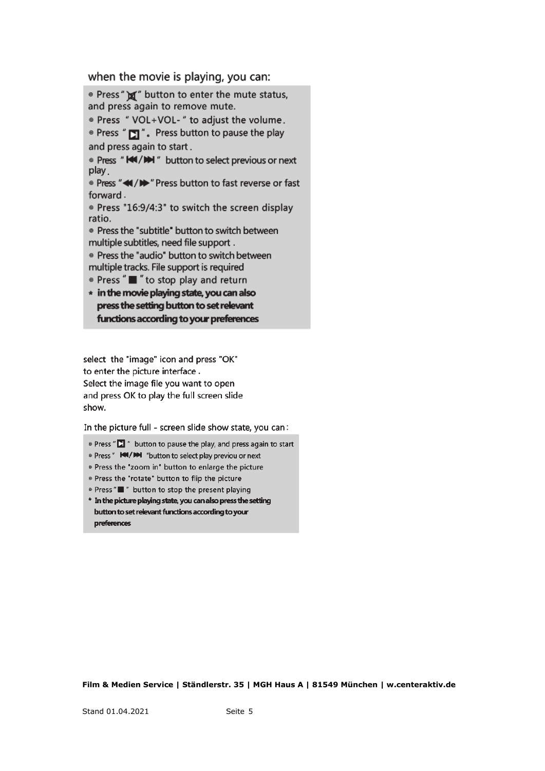when the movie is playing, you can:

- Press "🔇" button to enter the mute status, and press again to remove mute.
- Press " VOL+VOL- " to adjust the volume.
- Press "⏯". Press button to pause the play and press again to start.
- Press "⏮/⏭" button to select previous or next play.
- Press "⏪/⏩" Press button to fast reverse or fast forward.
- Press "16:9/4:3" to switch the screen display ratio.
- Press the "subtitle" button to switch between multiple subtitles, need file support.
- Press the "audio" button to switch between multiple tracks. File support is required
- Press "■" to stop play and return

* **in the movie playing state, you can also press the setting button to set relevant functions according to your preferences**

select the "image" icon and press "OK" to enter the picture interface.
Select the image file you want to open and press OK to play the full screen slide show.

In the picture full - screen slide show state, you can:

- Press "⏯" button to pause the play, and press again to start
- Press " ⏮/⏭ "button to select play previou or next
- Press the "zoom in" button to enlarge the picture
- Press the "rotate" button to flip the picture
- Press "■" button to stop the present playing

* **In the picture playing state, you can also press the setting button to set relevant functions according to your preferences**

**Film & Medien Service | Ständlerstr. 35 | MGH Haus A | 81549 München | w.centeraktiv.de**

Stand 01.04.2021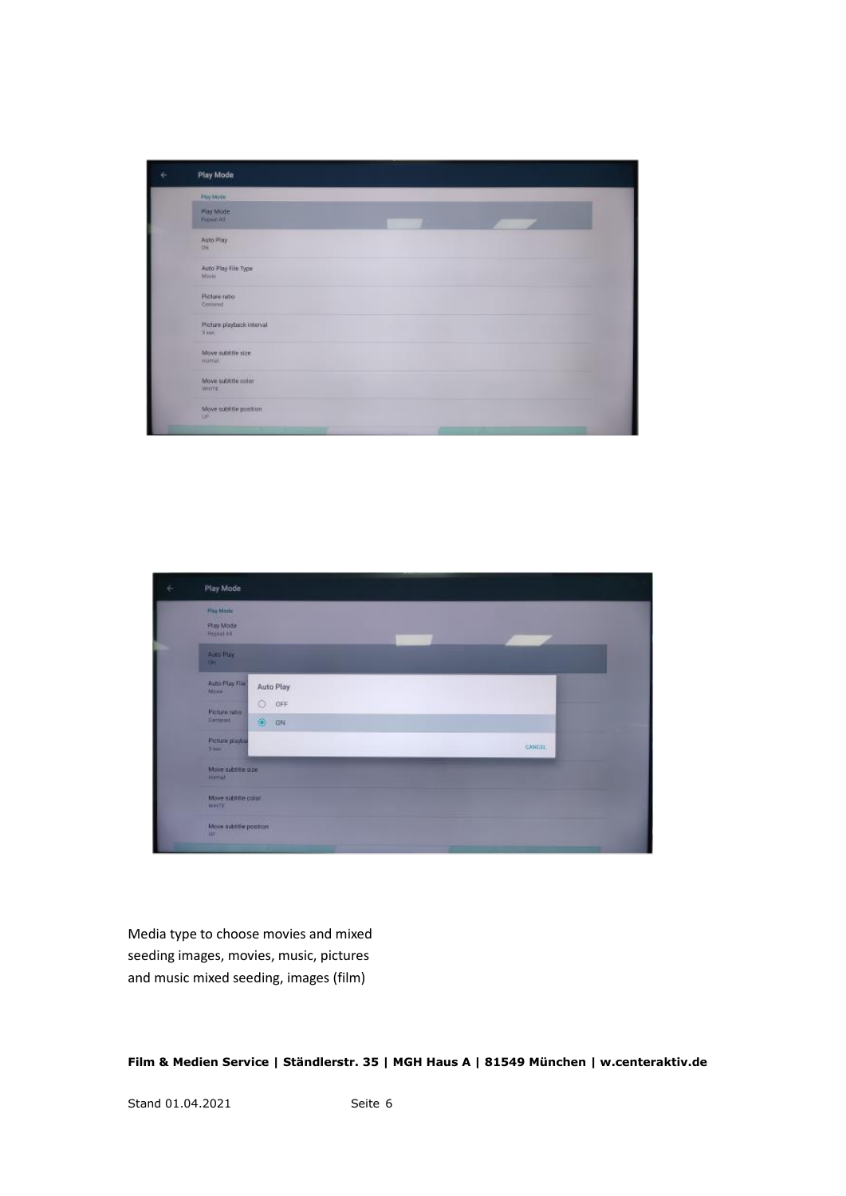Media type to choose movies and mixed seeding images, movies, music, pictures and music mixed seeding, images (film)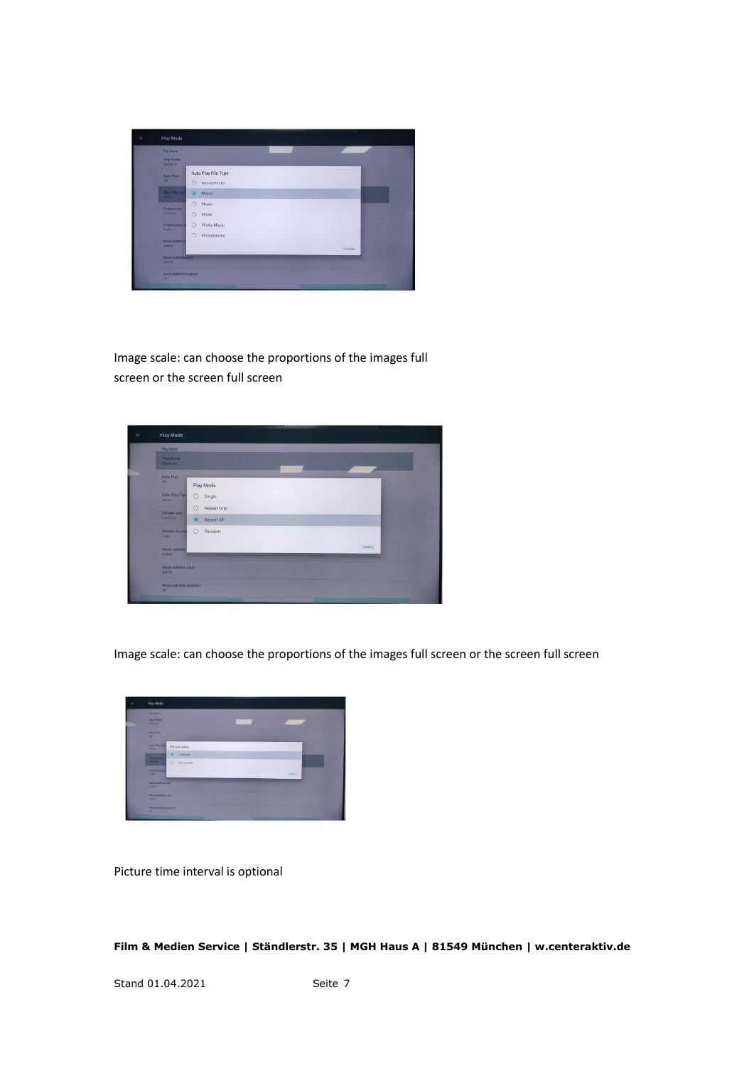Image scale: can choose the proportions of the images full screen or the screen full screen

Image scale: can choose the proportions of the images full screen or the screen full screen

Picture time interval is optional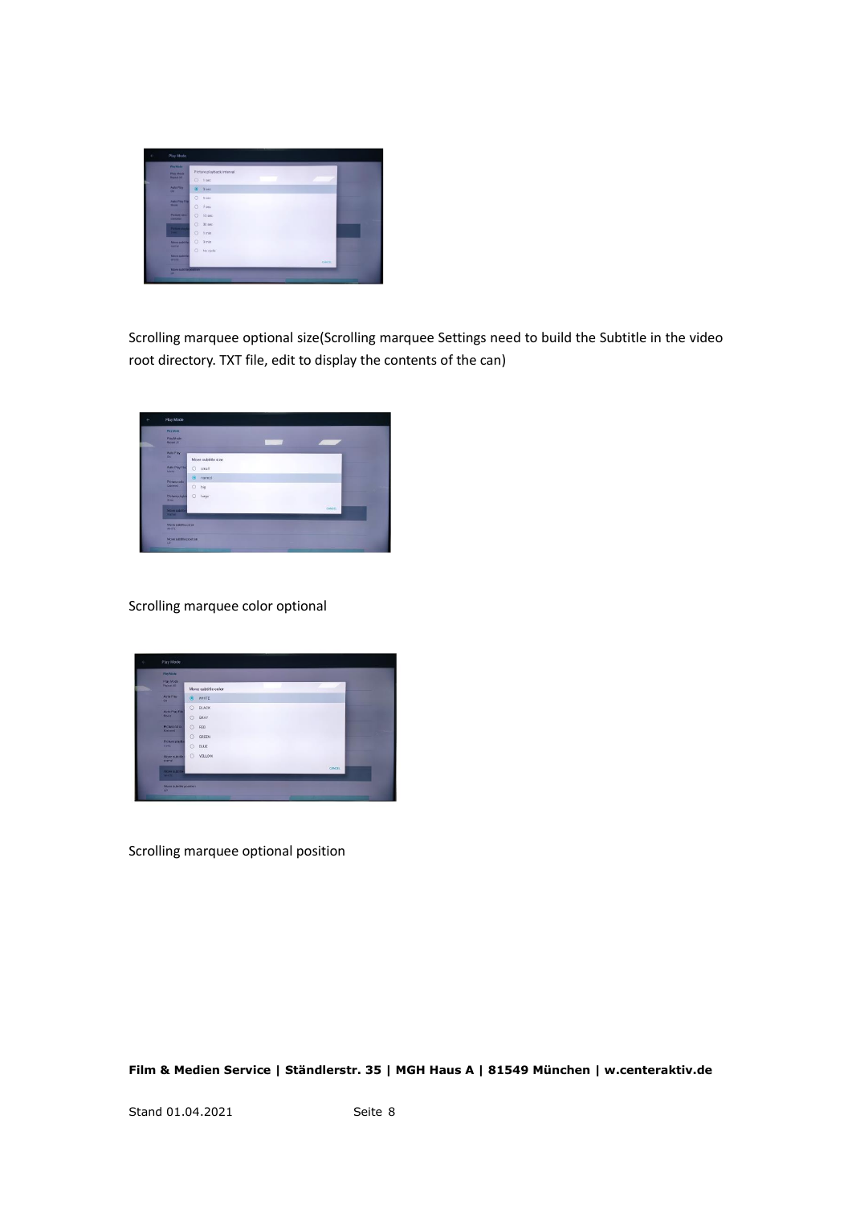Scrolling marquee optional size(Scrolling marquee Settings need to build the Subtitle in the video root directory. TXT file, edit to display the contents of the can)

Scrolling marquee color optional

Scrolling marquee optional position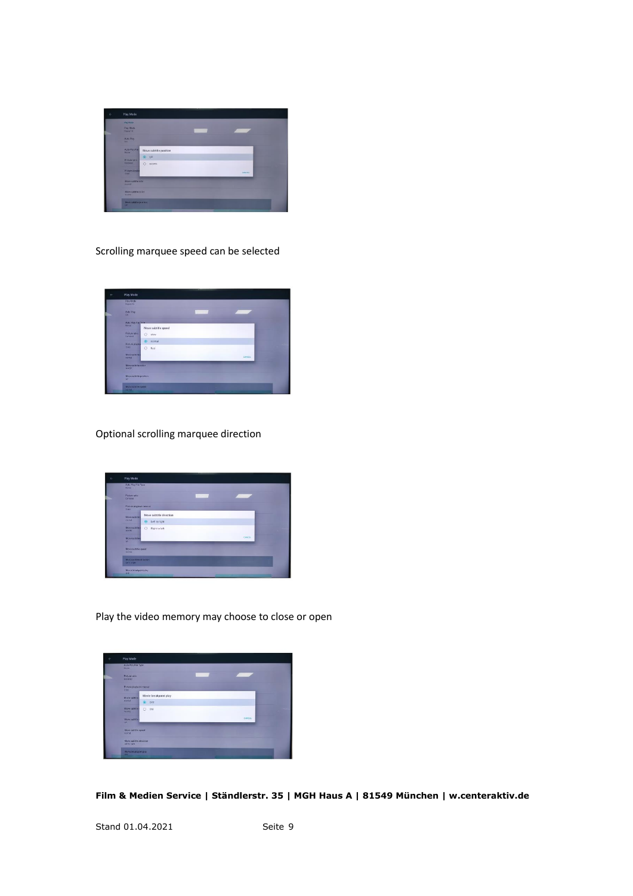Scrolling marquee speed can be selected

Optional scrolling marquee direction

Play the video memory may choose to close or open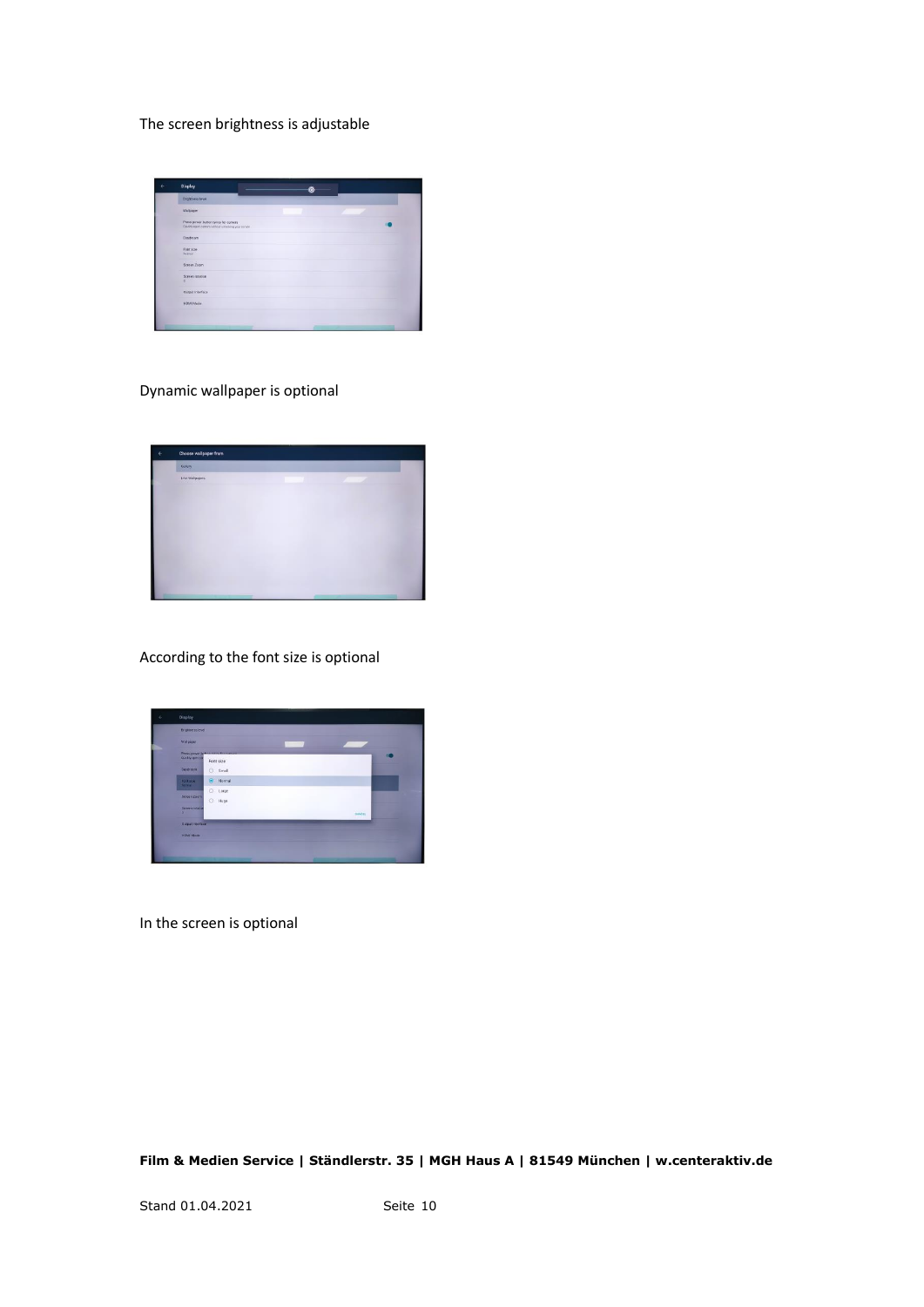The screen brightness is adjustable

Dynamic wallpaper is optional

According to the font size is optional

In the screen is optional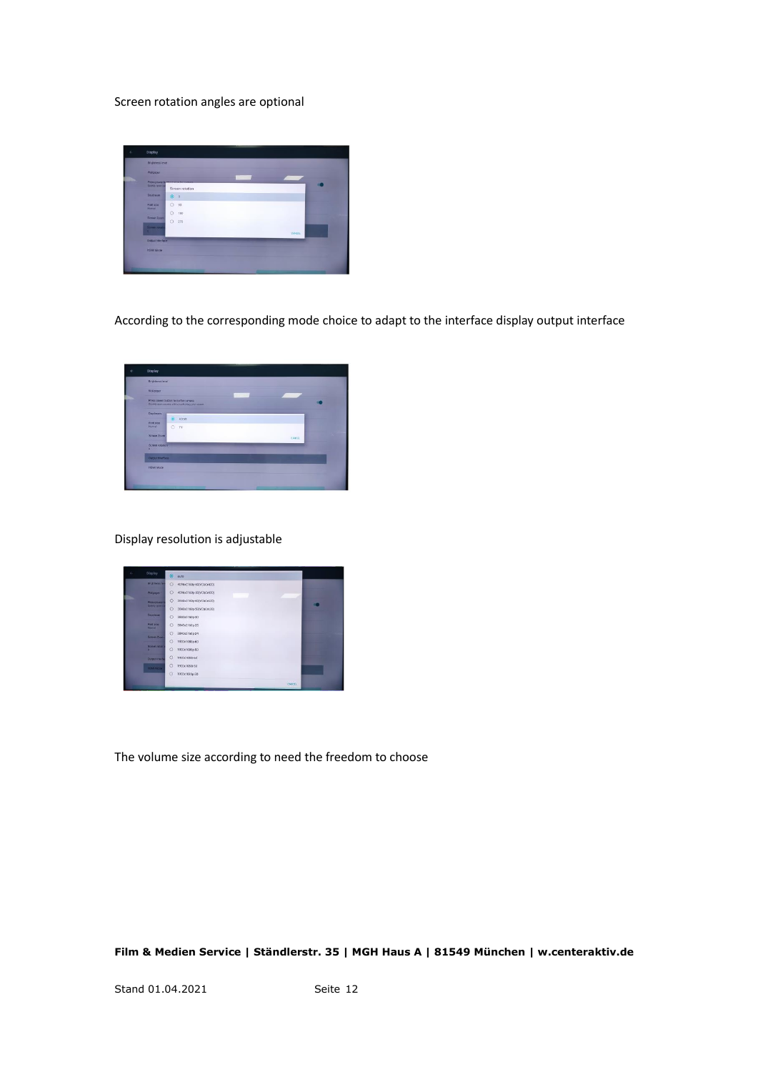Screen rotation angles are optional

According to the corresponding mode choice to adapt to the interface display output interface

Display resolution is adjustable

The volume size according to need the freedom to choose

**Film & Medien Service | Ständlerstr. 35 | MGH Haus A | 81549 München | w.centeraktiv.de**

Stand 01.04.2021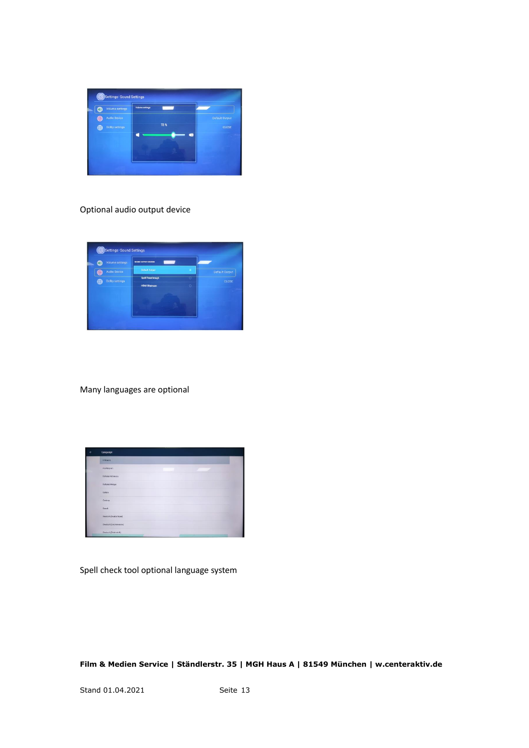Optional audio output device

Many languages are optional

Spell check tool optional language system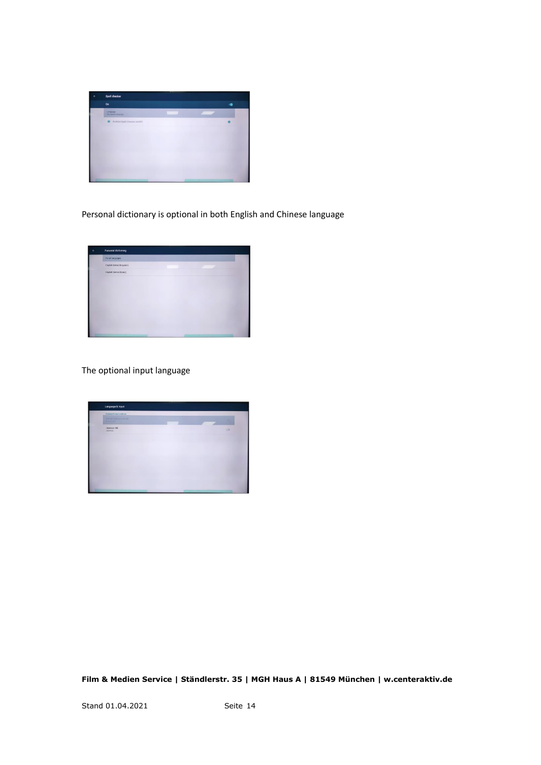Personal dictionary is optional in both English and Chinese language

The optional input language